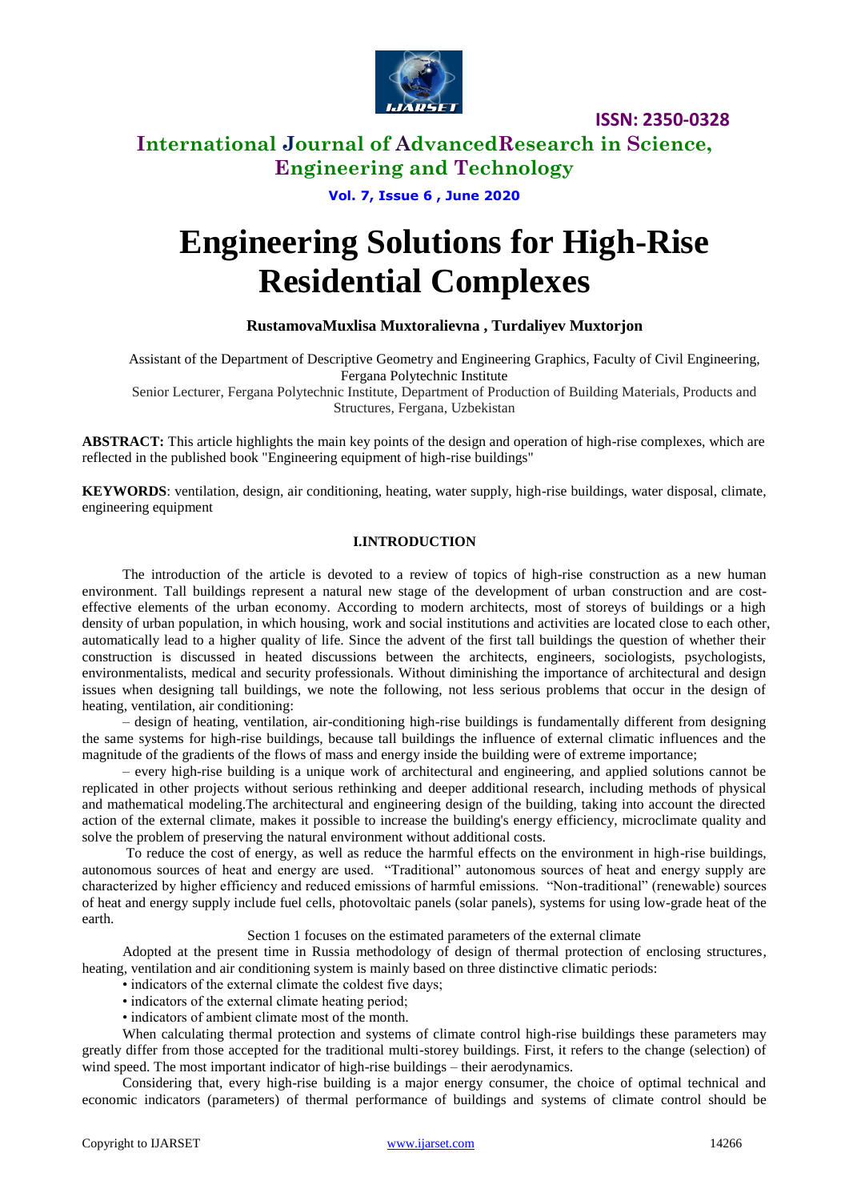# Engineering Solutions for High-Rise Residential Complexes

**RustamovaMuxlisa Muxtoralievna , Turdaliyev Muxtorjon**

Assistant of the Department of Descriptive Geometry and Engineering Graphics, Faculty of Civil Engineering, Fergana Polytechnic Institute

Senior Lecturer, Fergana Polytechnic Institute, Department of Production of Building Materials, Products and Structures, Fergana, Uzbekistan

**ABSTRACT:** This article highlights the main key points of the design and operation of high-rise complexes, which are reflected in the published book "Engineering equipment of high-rise buildings"

**KEYWORDS**: ventilation, design, air conditioning, heating, water supply, high-rise buildings, water disposal, climate, engineering equipment

## I.INTRODUCTION

The introduction of the article is devoted to a review of topics of high-rise construction as a new human environment. Tall buildings represent a natural new stage of the development of urban construction and are cost-effective elements of the urban economy. According to modern architects, most of storeys of buildings or a high density of urban population, in which housing, work and social institutions and activities are located close to each other, automatically lead to a higher quality of life. Since the advent of the first tall buildings the question of whether their construction is discussed in heated discussions between the architects, engineers, sociologists, psychologists, environmentalists, medical and security professionals. Without diminishing the importance of architectural and design issues when designing tall buildings, we note the following, not less serious problems that occur in the design of heating, ventilation, air conditioning:

– design of heating, ventilation, air-conditioning high-rise buildings is fundamentally different from designing the same systems for high-rise buildings, because tall buildings the influence of external climatic influences and the magnitude of the gradients of the flows of mass and energy inside the building were of extreme importance;

– every high-rise building is a unique work of architectural and engineering, and applied solutions cannot be replicated in other projects without serious rethinking and deeper additional research, including methods of physical and mathematical modeling.The architectural and engineering design of the building, taking into account the directed action of the external climate, makes it possible to increase the building's energy efficiency, microclimate quality and solve the problem of preserving the natural environment without additional costs.

To reduce the cost of energy, as well as reduce the harmful effects on the environment in high-rise buildings, autonomous sources of heat and energy are used. "Traditional" autonomous sources of heat and energy supply are characterized by higher efficiency and reduced emissions of harmful emissions. "Non-traditional" (renewable) sources of heat and energy supply include fuel cells, photovoltaic panels (solar panels), systems for using low-grade heat of the earth.

Section 1 focuses on the estimated parameters of the external climate

Adopted at the present time in Russia methodology of design of thermal protection of enclosing structures, heating, ventilation and air conditioning system is mainly based on three distinctive climatic periods:

- indicators of the external climate the coldest five days;
- indicators of the external climate heating period;
- indicators of ambient climate most of the month.

When calculating thermal protection and systems of climate control high-rise buildings these parameters may greatly differ from those accepted for the traditional multi-storey buildings. First, it refers to the change (selection) of wind speed. The most important indicator of high-rise buildings – their aerodynamics.

Considering that, every high-rise building is a major energy consumer, the choice of optimal technical and economic indicators (parameters) of thermal performance of buildings and systems of climate control should be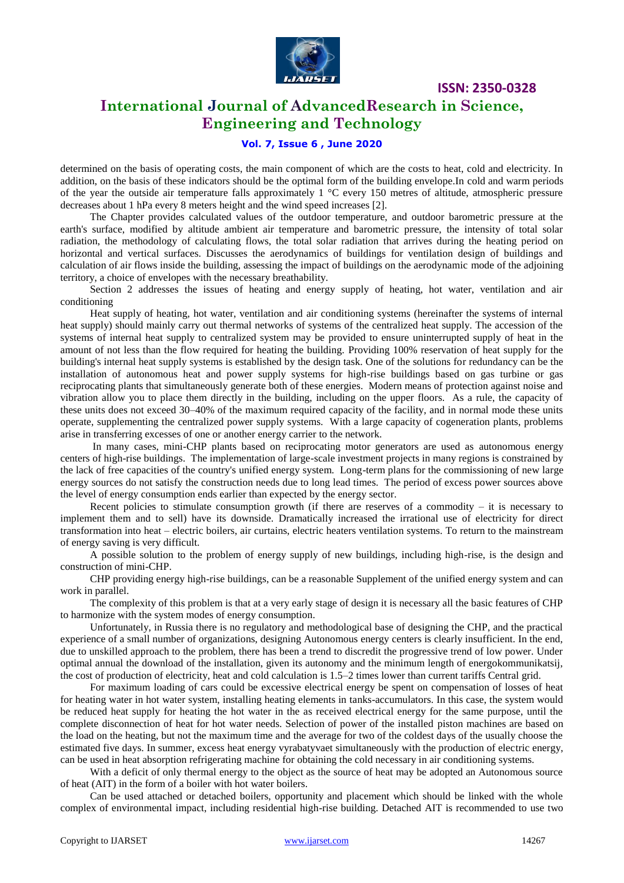determined on the basis of operating costs, the main component of which are the costs to heat, cold and electricity. In addition, on the basis of these indicators should be the optimal form of the building envelope.In cold and warm periods of the year the outside air temperature falls approximately 1 °C every 150 metres of altitude, atmospheric pressure decreases about 1 hPa every 8 meters height and the wind speed increases [2].

The Chapter provides calculated values of the outdoor temperature, and outdoor barometric pressure at the earth's surface, modified by altitude ambient air temperature and barometric pressure, the intensity of total solar radiation, the methodology of calculating flows, the total solar radiation that arrives during the heating period on horizontal and vertical surfaces. Discusses the aerodynamics of buildings for ventilation design of buildings and calculation of air flows inside the building, assessing the impact of buildings on the aerodynamic mode of the adjoining territory, a choice of envelopes with the necessary breathability.

Section 2 addresses the issues of heating and energy supply of heating, hot water, ventilation and air conditioning

Heat supply of heating, hot water, ventilation and air conditioning systems (hereinafter the systems of internal heat supply) should mainly carry out thermal networks of systems of the centralized heat supply. The accession of the systems of internal heat supply to centralized system may be provided to ensure uninterrupted supply of heat in the amount of not less than the flow required for heating the building. Providing 100% reservation of heat supply for the building's internal heat supply systems is established by the design task. One of the solutions for redundancy can be the installation of autonomous heat and power supply systems for high-rise buildings based on gas turbine or gas reciprocating plants that simultaneously generate both of these energies. Modern means of protection against noise and vibration allow you to place them directly in the building, including on the upper floors. As a rule, the capacity of these units does not exceed 30–40% of the maximum required capacity of the facility, and in normal mode these units operate, supplementing the centralized power supply systems. With a large capacity of cogeneration plants, problems arise in transferring excesses of one or another energy carrier to the network.

In many cases, mini-CHP plants based on reciprocating motor generators are used as autonomous energy centers of high-rise buildings. The implementation of large-scale investment projects in many regions is constrained by the lack of free capacities of the country's unified energy system. Long-term plans for the commissioning of new large energy sources do not satisfy the construction needs due to long lead times. The period of excess power sources above the level of energy consumption ends earlier than expected by the energy sector.

Recent policies to stimulate consumption growth (if there are reserves of a commodity – it is necessary to implement them and to sell) have its downside. Dramatically increased the irrational use of electricity for direct transformation into heat – electric boilers, air curtains, electric heaters ventilation systems. To return to the mainstream of energy saving is very difficult.

A possible solution to the problem of energy supply of new buildings, including high-rise, is the design and construction of mini-CHP.

CHP providing energy high-rise buildings, can be a reasonable Supplement of the unified energy system and can work in parallel.

The complexity of this problem is that at a very early stage of design it is necessary all the basic features of CHP to harmonize with the system modes of energy consumption.

Unfortunately, in Russia there is no regulatory and methodological base of designing the CHP, and the practical experience of a small number of organizations, designing Autonomous energy centers is clearly insufficient. In the end, due to unskilled approach to the problem, there has been a trend to discredit the progressive trend of low power. Under optimal annual the download of the installation, given its autonomy and the minimum length of energokommunikatsij, the cost of production of electricity, heat and cold calculation is 1.5–2 times lower than current tariffs Central grid.

For maximum loading of cars could be excessive electrical energy be spent on compensation of losses of heat for heating water in hot water system, installing heating elements in tanks-accumulators. In this case, the system would be reduced heat supply for heating the hot water in the as received electrical energy for the same purpose, until the complete disconnection of heat for hot water needs. Selection of power of the installed piston machines are based on the load on the heating, but not the maximum time and the average for two of the coldest days of the usually choose the estimated five days. In summer, excess heat energy vyrabatyvaet simultaneously with the production of electric energy, can be used in heat absorption refrigerating machine for obtaining the cold necessary in air conditioning systems.

With a deficit of only thermal energy to the object as the source of heat may be adopted an Autonomous source of heat (AIT) in the form of a boiler with hot water boilers.

Can be used attached or detached boilers, opportunity and placement which should be linked with the whole complex of environmental impact, including residential high-rise building. Detached AIT is recommended to use two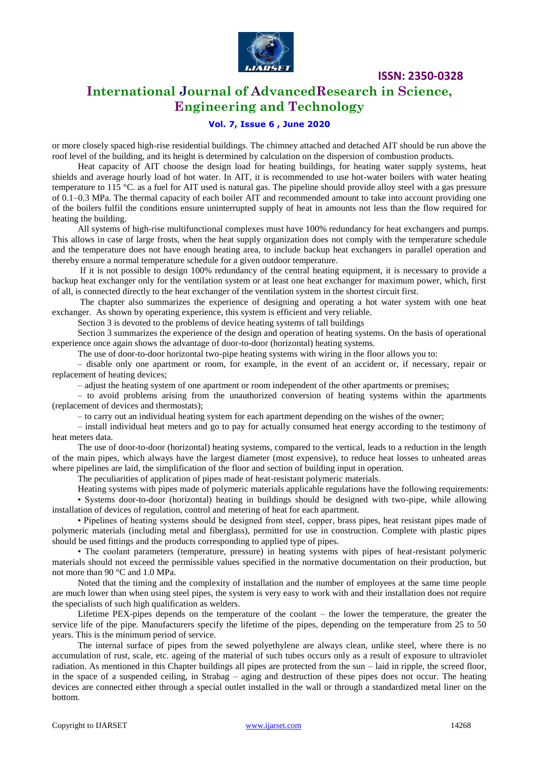or more closely spaced high-rise residential buildings. The chimney attached and detached AIT should be run above the roof level of the building, and its height is determined by calculation on the dispersion of combustion products.

Heat capacity of AIT choose the design load for heating buildings, for heating water supply systems, heat shields and average hourly load of hot water. In AIT, it is recommended to use hot-water boilers with water heating temperature to 115 °C. as a fuel for AIT used is natural gas. The pipeline should provide alloy steel with a gas pressure of 0.1–0.3 MPa. The thermal capacity of each boiler AIT and recommended amount to take into account providing one of the boilers fulfil the conditions ensure uninterrupted supply of heat in amounts not less than the flow required for heating the building.

All systems of high-rise multifunctional complexes must have 100% redundancy for heat exchangers and pumps. This allows in case of large frosts, when the heat supply organization does not comply with the temperature schedule and the temperature does not have enough heating area, to include backup heat exchangers in parallel operation and thereby ensure a normal temperature schedule for a given outdoor temperature.

If it is not possible to design 100% redundancy of the central heating equipment, it is necessary to provide a backup heat exchanger only for the ventilation system or at least one heat exchanger for maximum power, which, first of all, is connected directly to the heat exchanger of the ventilation system in the shortest circuit first.

The chapter also summarizes the experience of designing and operating a hot water system with one heat exchanger. As shown by operating experience, this system is efficient and very reliable.

Section 3 is devoted to the problems of device heating systems of tall buildings

Section 3 summarizes the experience of the design and operation of heating systems. On the basis of operational experience once again shows the advantage of door-to-door (horizontal) heating systems.

The use of door-to-door horizontal two-pipe heating systems with wiring in the floor allows you to:

– disable only one apartment or room, for example, in the event of an accident or, if necessary, repair or replacement of heating devices;

– adjust the heating system of one apartment or room independent of the other apartments or premises;

– to avoid problems arising from the unauthorized conversion of heating systems within the apartments (replacement of devices and thermostats);

– to carry out an individual heating system for each apartment depending on the wishes of the owner;

– install individual heat meters and go to pay for actually consumed heat energy according to the testimony of heat meters data.

The use of door-to-door (horizontal) heating systems, compared to the vertical, leads to a reduction in the length of the main pipes, which always have the largest diameter (most expensive), to reduce heat losses to unheated areas where pipelines are laid, the simplification of the floor and section of building input in operation.

The peculiarities of application of pipes made of heat-resistant polymeric materials.

Heating systems with pipes made of polymeric materials applicable regulations have the following requirements:

• Systems door-to-door (horizontal) heating in buildings should be designed with two-pipe, while allowing installation of devices of regulation, control and metering of heat for each apartment.

• Pipelines of heating systems should be designed from steel, copper, brass pipes, heat resistant pipes made of polymeric materials (including metal and fiberglass), permitted for use in construction. Complete with plastic pipes should be used fittings and the products corresponding to applied type of pipes.

• The coolant parameters (temperature, pressure) in heating systems with pipes of heat-resistant polymeric materials should not exceed the permissible values specified in the normative documentation on their production, but not more than 90 °C and 1.0 MPa.

Noted that the timing and the complexity of installation and the number of employees at the same time people are much lower than when using steel pipes, the system is very easy to work with and their installation does not require the specialists of such high qualification as welders.

Lifetime PEX-pipes depends on the temperature of the coolant – the lower the temperature, the greater the service life of the pipe. Manufacturers specify the lifetime of the pipes, depending on the temperature from 25 to 50 years. This is the minimum period of service.

The internal surface of pipes from the sewed polyethylene are always clean, unlike steel, where there is no accumulation of rust, scale, etc. ageing of the material of such tubes occurs only as a result of exposure to ultraviolet radiation. As mentioned in this Chapter buildings all pipes are protected from the sun – laid in ripple, the screed floor, in the space of a suspended ceiling, in Strabag – aging and destruction of these pipes does not occur. The heating devices are connected either through a special outlet installed in the wall or through a standardized metal liner on the bottom.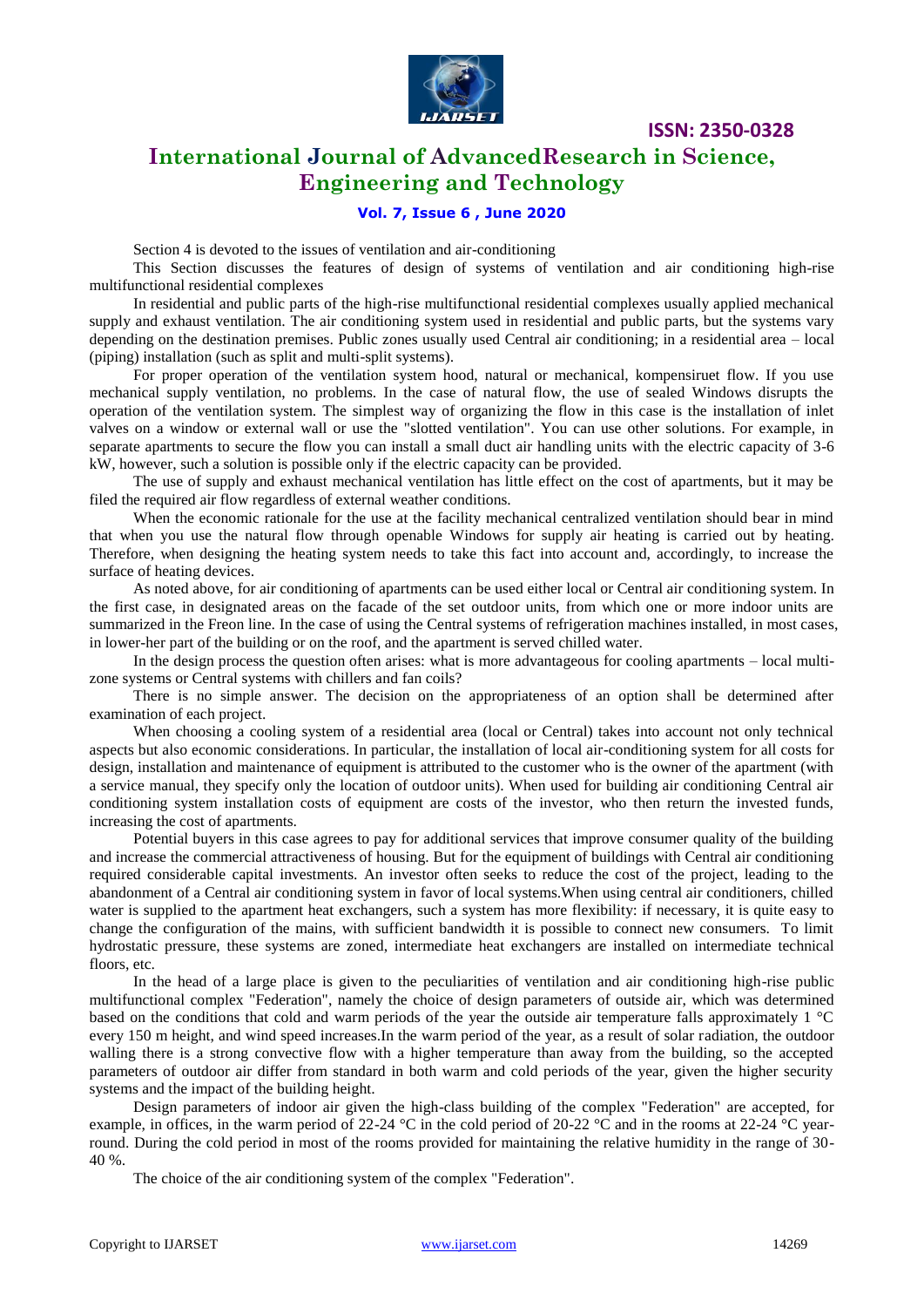Section 4 is devoted to the issues of ventilation and air-conditioning

This Section discusses the features of design of systems of ventilation and air conditioning high-rise multifunctional residential complexes

In residential and public parts of the high-rise multifunctional residential complexes usually applied mechanical supply and exhaust ventilation. The air conditioning system used in residential and public parts, but the systems vary depending on the destination premises. Public zones usually used Central air conditioning; in a residential area – local (piping) installation (such as split and multi-split systems).

For proper operation of the ventilation system hood, natural or mechanical, kompensiruet flow. If you use mechanical supply ventilation, no problems. In the case of natural flow, the use of sealed Windows disrupts the operation of the ventilation system. The simplest way of organizing the flow in this case is the installation of inlet valves on a window or external wall or use the "slotted ventilation". You can use other solutions. For example, in separate apartments to secure the flow you can install a small duct air handling units with the electric capacity of 3-6 kW, however, such a solution is possible only if the electric capacity can be provided.

The use of supply and exhaust mechanical ventilation has little effect on the cost of apartments, but it may be filed the required air flow regardless of external weather conditions.

When the economic rationale for the use at the facility mechanical centralized ventilation should bear in mind that when you use the natural flow through openable Windows for supply air heating is carried out by heating. Therefore, when designing the heating system needs to take this fact into account and, accordingly, to increase the surface of heating devices.

As noted above, for air conditioning of apartments can be used either local or Central air conditioning system. In the first case, in designated areas on the facade of the set outdoor units, from which one or more indoor units are summarized in the Freon line. In the case of using the Central systems of refrigeration machines installed, in most cases, in lower-her part of the building or on the roof, and the apartment is served chilled water.

In the design process the question often arises: what is more advantageous for cooling apartments – local multi-zone systems or Central systems with chillers and fan coils?

There is no simple answer. The decision on the appropriateness of an option shall be determined after examination of each project.

When choosing a cooling system of a residential area (local or Central) takes into account not only technical aspects but also economic considerations. In particular, the installation of local air-conditioning system for all costs for design, installation and maintenance of equipment is attributed to the customer who is the owner of the apartment (with a service manual, they specify only the location of outdoor units). When used for building air conditioning Central air conditioning system installation costs of equipment are costs of the investor, who then return the invested funds, increasing the cost of apartments.

Potential buyers in this case agrees to pay for additional services that improve consumer quality of the building and increase the commercial attractiveness of housing. But for the equipment of buildings with Central air conditioning required considerable capital investments. An investor often seeks to reduce the cost of the project, leading to the abandonment of a Central air conditioning system in favor of local systems.When using central air conditioners, chilled water is supplied to the apartment heat exchangers, such a system has more flexibility: if necessary, it is quite easy to change the configuration of the mains, with sufficient bandwidth it is possible to connect new consumers. To limit hydrostatic pressure, these systems are zoned, intermediate heat exchangers are installed on intermediate technical floors, etc.

In the head of a large place is given to the peculiarities of ventilation and air conditioning high-rise public multifunctional complex "Federation", namely the choice of design parameters of outside air, which was determined based on the conditions that cold and warm periods of the year the outside air temperature falls approximately 1 °C every 150 m height, and wind speed increases.In the warm period of the year, as a result of solar radiation, the outdoor walling there is a strong convective flow with a higher temperature than away from the building, so the accepted parameters of outdoor air differ from standard in both warm and cold periods of the year, given the higher security systems and the impact of the building height.

Design parameters of indoor air given the high-class building of the complex "Federation" are accepted, for example, in offices, in the warm period of 22-24 °C in the cold period of 20-22 °C and in the rooms at 22-24 °C year-round. During the cold period in most of the rooms provided for maintaining the relative humidity in the range of 30-40 %.

The choice of the air conditioning system of the complex "Federation".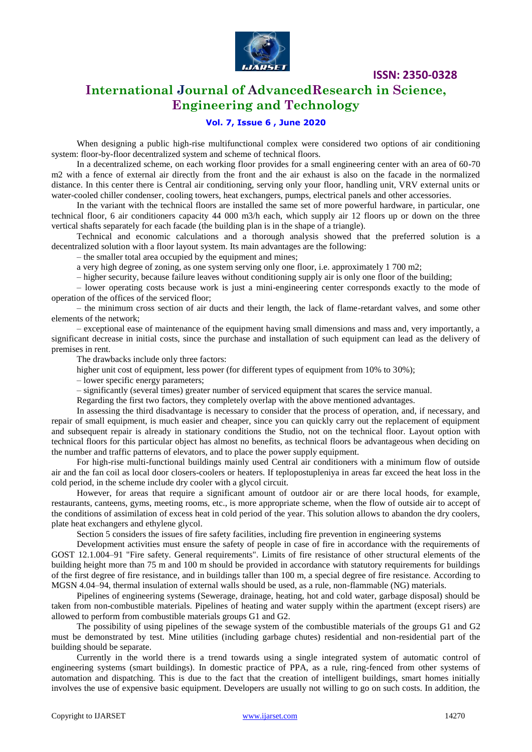When designing a public high-rise multifunctional complex were considered two options of air conditioning system: floor-by-floor decentralized system and scheme of technical floors.

In a decentralized scheme, on each working floor provides for a small engineering center with an area of 60-70 m2 with a fence of external air directly from the front and the air exhaust is also on the facade in the normalized distance. In this center there is Central air conditioning, serving only your floor, handling unit, VRV external units or water-cooled chiller condenser, cooling towers, heat exchangers, pumps, electrical panels and other accessories.

In the variant with the technical floors are installed the same set of more powerful hardware, in particular, one technical floor, 6 air conditioners capacity 44 000 m3/h each, which supply air 12 floors up or down on the three vertical shafts separately for each facade (the building plan is in the shape of a triangle).

Technical and economic calculations and a thorough analysis showed that the preferred solution is a decentralized solution with a floor layout system. Its main advantages are the following:

– the smaller total area occupied by the equipment and mines;

a very high degree of zoning, as one system serving only one floor, i.e. approximately 1 700 m2;

– higher security, because failure leaves without conditioning supply air is only one floor of the building;

– lower operating costs because work is just a mini-engineering center corresponds exactly to the mode of operation of the offices of the serviced floor;

– the minimum cross section of air ducts and their length, the lack of flame-retardant valves, and some other elements of the network;

– exceptional ease of maintenance of the equipment having small dimensions and mass and, very importantly, a significant decrease in initial costs, since the purchase and installation of such equipment can lead as the delivery of premises in rent.

The drawbacks include only three factors:

higher unit cost of equipment, less power (for different types of equipment from 10% to 30%);

– lower specific energy parameters;

– significantly (several times) greater number of serviced equipment that scares the service manual.

Regarding the first two factors, they completely overlap with the above mentioned advantages.

In assessing the third disadvantage is necessary to consider that the process of operation, and, if necessary, and repair of small equipment, is much easier and cheaper, since you can quickly carry out the replacement of equipment and subsequent repair is already in stationary conditions the Studio, not on the technical floor. Layout option with technical floors for this particular object has almost no benefits, as technical floors be advantageous when deciding on the number and traffic patterns of elevators, and to place the power supply equipment.

For high-rise multi-functional buildings mainly used Central air conditioners with a minimum flow of outside air and the fan coil as local door closers-coolers or heaters. If teplopostupleniya in areas far exceed the heat loss in the cold period, in the scheme include dry cooler with a glycol circuit.

However, for areas that require a significant amount of outdoor air or are there local hoods, for example, restaurants, canteens, gyms, meeting rooms, etc., is more appropriate scheme, when the flow of outside air to accept of the conditions of assimilation of excess heat in cold period of the year. This solution allows to abandon the dry coolers, plate heat exchangers and ethylene glycol.

Section 5 considers the issues of fire safety facilities, including fire prevention in engineering systems

Development activities must ensure the safety of people in case of fire in accordance with the requirements of GOST 12.1.004–91 "Fire safety. General requirements". Limits of fire resistance of other structural elements of the building height more than 75 m and 100 m should be provided in accordance with statutory requirements for buildings of the first degree of fire resistance, and in buildings taller than 100 m, a special degree of fire resistance. According to MGSN 4.04–94, thermal insulation of external walls should be used, as a rule, non-flammable (NG) materials.

Pipelines of engineering systems (Sewerage, drainage, heating, hot and cold water, garbage disposal) should be taken from non-combustible materials. Pipelines of heating and water supply within the apartment (except risers) are allowed to perform from combustible materials groups G1 and G2.

The possibility of using pipelines of the sewage system of the combustible materials of the groups G1 and G2 must be demonstrated by test. Mine utilities (including garbage chutes) residential and non-residential part of the building should be separate.

Currently in the world there is a trend towards using a single integrated system of automatic control of engineering systems (smart buildings). In domestic practice of PPA, as a rule, ring-fenced from other systems of automation and dispatching. This is due to the fact that the creation of intelligent buildings, smart homes initially involves the use of expensive basic equipment. Developers are usually not willing to go on such costs. In addition, the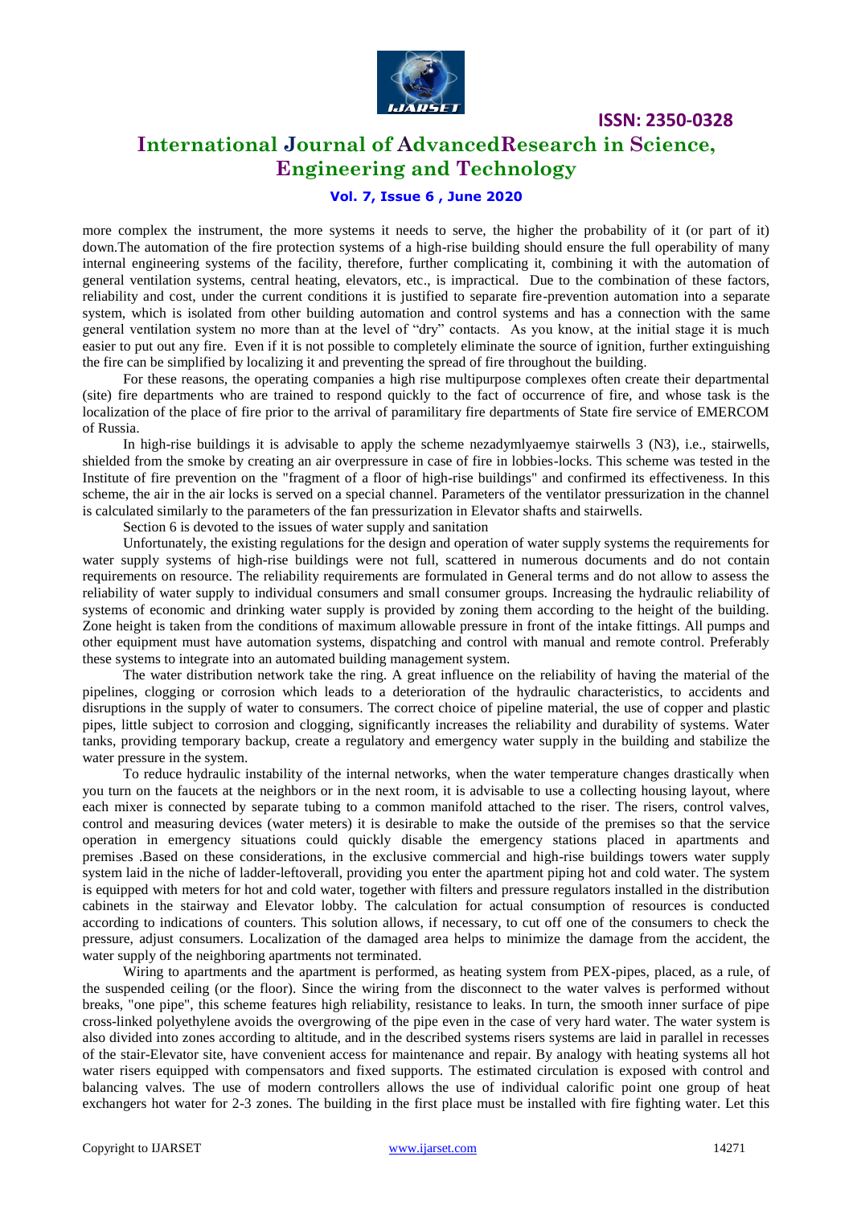more complex the instrument, the more systems it needs to serve, the higher the probability of it (or part of it) down.The automation of the fire protection systems of a high-rise building should ensure the full operability of many internal engineering systems of the facility, therefore, further complicating it, combining it with the automation of general ventilation systems, central heating, elevators, etc., is impractical. Due to the combination of these factors, reliability and cost, under the current conditions it is justified to separate fire-prevention automation into a separate system, which is isolated from other building automation and control systems and has a connection with the same general ventilation system no more than at the level of "dry" contacts. As you know, at the initial stage it is much easier to put out any fire. Even if it is not possible to completely eliminate the source of ignition, further extinguishing the fire can be simplified by localizing it and preventing the spread of fire throughout the building.

For these reasons, the operating companies a high rise multipurpose complexes often create their departmental (site) fire departments who are trained to respond quickly to the fact of occurrence of fire, and whose task is the localization of the place of fire prior to the arrival of paramilitary fire departments of State fire service of EMERCOM of Russia.

In high-rise buildings it is advisable to apply the scheme nezadymlyaemye stairwells 3 (N3), i.e., stairwells, shielded from the smoke by creating an air overpressure in case of fire in lobbies-locks. This scheme was tested in the Institute of fire prevention on the "fragment of a floor of high-rise buildings" and confirmed its effectiveness. In this scheme, the air in the air locks is served on a special channel. Parameters of the ventilator pressurization in the channel is calculated similarly to the parameters of the fan pressurization in Elevator shafts and stairwells.

Section 6 is devoted to the issues of water supply and sanitation

Unfortunately, the existing regulations for the design and operation of water supply systems the requirements for water supply systems of high-rise buildings were not full, scattered in numerous documents and do not contain requirements on resource. The reliability requirements are formulated in General terms and do not allow to assess the reliability of water supply to individual consumers and small consumer groups. Increasing the hydraulic reliability of systems of economic and drinking water supply is provided by zoning them according to the height of the building. Zone height is taken from the conditions of maximum allowable pressure in front of the intake fittings. All pumps and other equipment must have automation systems, dispatching and control with manual and remote control. Preferably these systems to integrate into an automated building management system.

The water distribution network take the ring. A great influence on the reliability of having the material of the pipelines, clogging or corrosion which leads to a deterioration of the hydraulic characteristics, to accidents and disruptions in the supply of water to consumers. The correct choice of pipeline material, the use of copper and plastic pipes, little subject to corrosion and clogging, significantly increases the reliability and durability of systems. Water tanks, providing temporary backup, create a regulatory and emergency water supply in the building and stabilize the water pressure in the system.

To reduce hydraulic instability of the internal networks, when the water temperature changes drastically when you turn on the faucets at the neighbors or in the next room, it is advisable to use a collecting housing layout, where each mixer is connected by separate tubing to a common manifold attached to the riser. The risers, control valves, control and measuring devices (water meters) it is desirable to make the outside of the premises so that the service operation in emergency situations could quickly disable the emergency stations placed in apartments and premises .Based on these considerations, in the exclusive commercial and high-rise buildings towers water supply system laid in the niche of ladder-leftoverall, providing you enter the apartment piping hot and cold water. The system is equipped with meters for hot and cold water, together with filters and pressure regulators installed in the distribution cabinets in the stairway and Elevator lobby. The calculation for actual consumption of resources is conducted according to indications of counters. This solution allows, if necessary, to cut off one of the consumers to check the pressure, adjust consumers. Localization of the damaged area helps to minimize the damage from the accident, the water supply of the neighboring apartments not terminated.

Wiring to apartments and the apartment is performed, as heating system from PEX-pipes, placed, as a rule, of the suspended ceiling (or the floor). Since the wiring from the disconnect to the water valves is performed without breaks, "one pipe", this scheme features high reliability, resistance to leaks. In turn, the smooth inner surface of pipe cross-linked polyethylene avoids the overgrowing of the pipe even in the case of very hard water. The water system is also divided into zones according to altitude, and in the described systems risers systems are laid in parallel in recesses of the stair-Elevator site, have convenient access for maintenance and repair. By analogy with heating systems all hot water risers equipped with compensators and fixed supports. The estimated circulation is exposed with control and balancing valves. The use of modern controllers allows the use of individual calorific point one group of heat exchangers hot water for 2-3 zones. The building in the first place must be installed with fire fighting water. Let this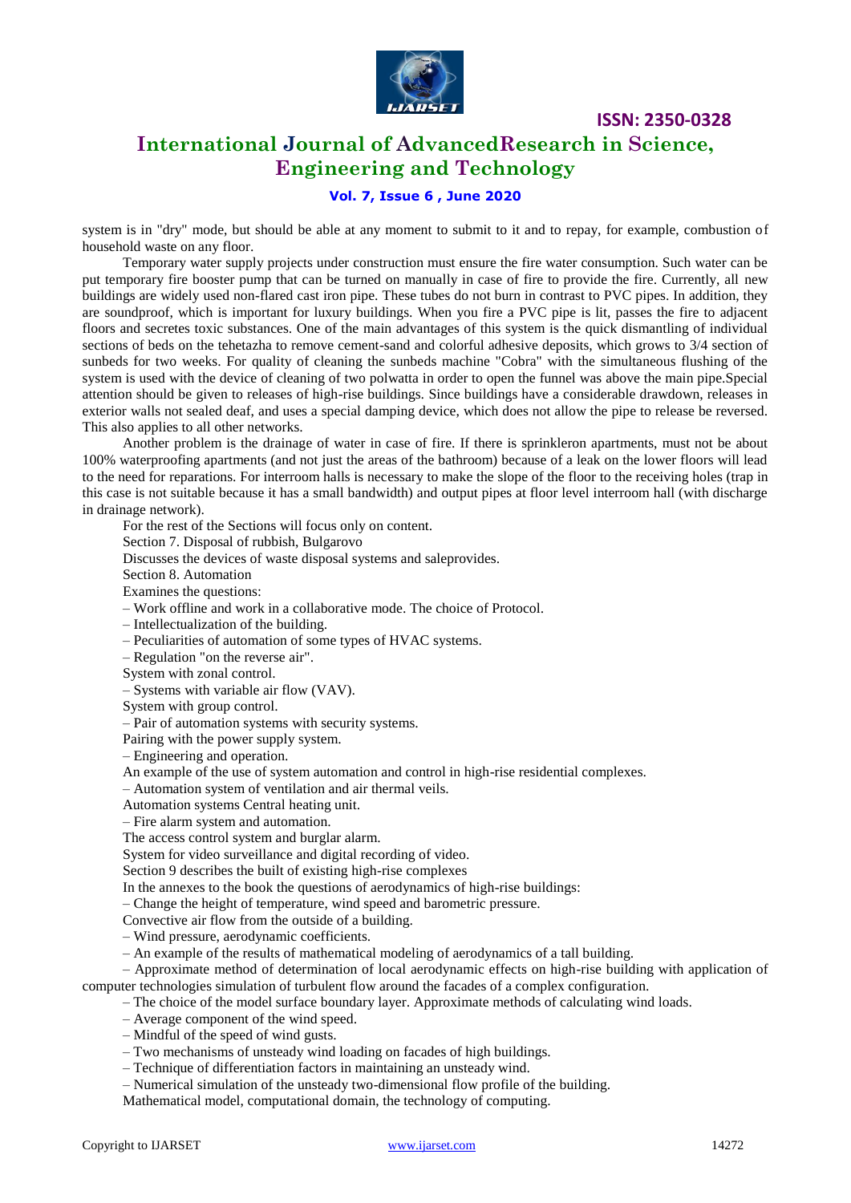system is in "dry" mode, but should be able at any moment to submit to it and to repay, for example, combustion of household waste on any floor.

Temporary water supply projects under construction must ensure the fire water consumption. Such water can be put temporary fire booster pump that can be turned on manually in case of fire to provide the fire. Currently, all new buildings are widely used non-flared cast iron pipe. These tubes do not burn in contrast to PVC pipes. In addition, they are soundproof, which is important for luxury buildings. When you fire a PVC pipe is lit, passes the fire to adjacent floors and secretes toxic substances. One of the main advantages of this system is the quick dismantling of individual sections of beds on the tehetazha to remove cement-sand and colorful adhesive deposits, which grows to 3/4 section of sunbeds for two weeks. For quality of cleaning the sunbeds machine "Cobra" with the simultaneous flushing of the system is used with the device of cleaning of two polwatta in order to open the funnel was above the main pipe.Special attention should be given to releases of high-rise buildings. Since buildings have a considerable drawdown, releases in exterior walls not sealed deaf, and uses a special damping device, which does not allow the pipe to release be reversed. This also applies to all other networks.

Another problem is the drainage of water in case of fire. If there is sprinkleron apartments, must not be about 100% waterproofing apartments (and not just the areas of the bathroom) because of a leak on the lower floors will lead to the need for reparations. For interroom halls is necessary to make the slope of the floor to the receiving holes (trap in this case is not suitable because it has a small bandwidth) and output pipes at floor level interroom hall (with discharge in drainage network).

For the rest of the Sections will focus only on content.

Section 7. Disposal of rubbish, Bulgarovo

Discusses the devices of waste disposal systems and saleprovides.

Section 8. Automation

Examines the questions:

– Work offline and work in a collaborative mode. The choice of Protocol.

– Intellectualization of the building.

– Peculiarities of automation of some types of HVAC systems.

– Regulation "on the reverse air".

System with zonal control.

– Systems with variable air flow (VAV).

System with group control.

– Pair of automation systems with security systems.

Pairing with the power supply system.

– Engineering and operation.

An example of the use of system automation and control in high-rise residential complexes.

– Automation system of ventilation and air thermal veils.

Automation systems Central heating unit.

– Fire alarm system and automation.

The access control system and burglar alarm.

System for video surveillance and digital recording of video.

Section 9 describes the built of existing high-rise complexes

In the annexes to the book the questions of aerodynamics of high-rise buildings:

– Change the height of temperature, wind speed and barometric pressure.

Convective air flow from the outside of a building.

– Wind pressure, aerodynamic coefficients.

– An example of the results of mathematical modeling of aerodynamics of a tall building.

– Approximate method of determination of local aerodynamic effects on high-rise building with application of computer technologies simulation of turbulent flow around the facades of a complex configuration.

– The choice of the model surface boundary layer. Approximate methods of calculating wind loads.

– Average component of the wind speed.

– Mindful of the speed of wind gusts.

– Two mechanisms of unsteady wind loading on facades of high buildings.

– Technique of differentiation factors in maintaining an unsteady wind.

– Numerical simulation of the unsteady two-dimensional flow profile of the building.

Mathematical model, computational domain, the technology of computing.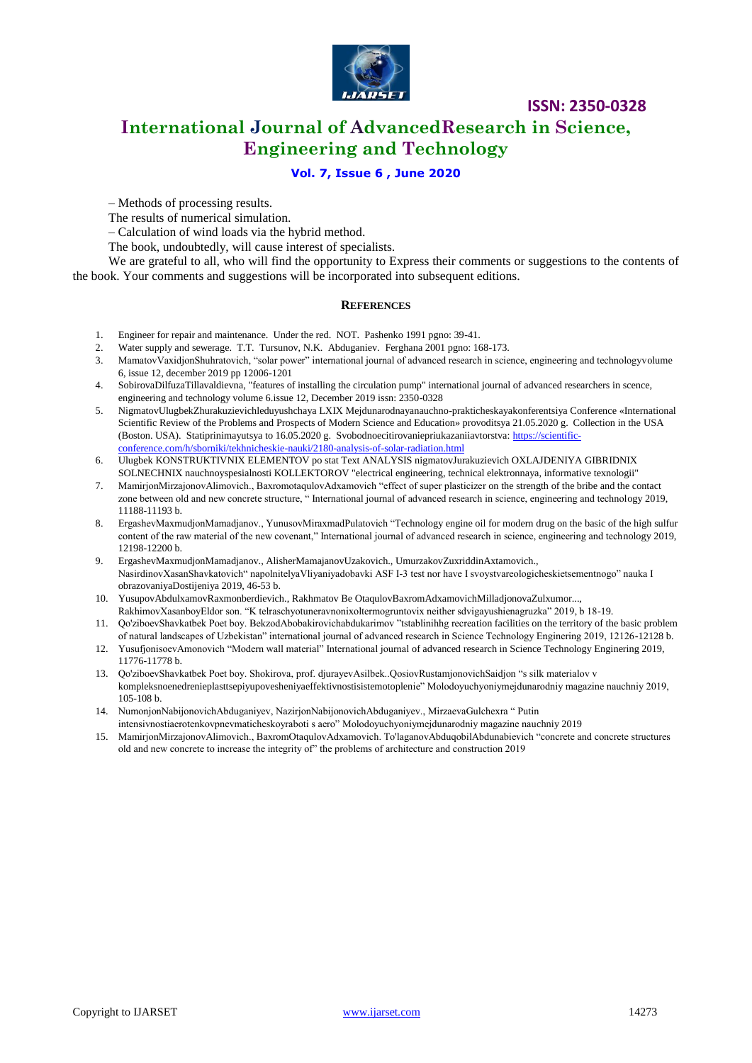– Methods of processing results.

The results of numerical simulation.

– Calculation of wind loads via the hybrid method.

The book, undoubtedly, will cause interest of specialists.

We are grateful to all, who will find the opportunity to Express their comments or suggestions to the contents of the book. Your comments and suggestions will be incorporated into subsequent editions.

## REFERENCES

1. Engineer for repair and maintenance. Under the red. NOT. Pashenko 1991 pgno: 39-41.
2. Water supply and sewerage. T.T. Tursunov, N.K. Abduganiev. Ferghana 2001 pgno: 168-173.
3. MamatovVaxidjonShuhratovich, "solar power" international journal of advanced research in science, engineering and technologyvolume 6, issue 12, december 2019 pp 12006-1201
4. SobirovaDilfuzaTillavaldievna, "features of installing the circulation pump" international journal of advanced researchers in scence, engineering and technology volume 6.issue 12, December 2019 issn: 2350-0328
5. NigmatovUlugbekZhurakuzievichleduyushchaya LXIX Mejdunarodnayanauchno-prakticheskayakonferentsiya Conference «International Scientific Review of the Problems and Prospects of Modern Science and Education» provoditsya 21.05.2020 g. Collection in the USA (Boston. USA). Statiprinimayutsya to 16.05.2020 g. Svobodnoecitirovaniepriukazaniiavtorstva: https://scientific-conference.com/h/sborniki/tekhnicheskie-nauki/2180-analysis-of-solar-radiation.html
6. Ulugbek KONSTRUKTIVNIX ELEMENTOV po stat Text ANALYSIS nigmatovJurakuzievich OXLAJDENIYA GIBRIDNIX SOLNECHNIX nauchnoyspesialnosti KOLLEKTOROV "electrical engineering, technical elektronnaya, informative texnologii"
7. MamirjonMirzajonovAlimovich., BaxromotaqulovAdxamovich "effect of super plasticizer on the strength of the bribe and the contact zone between old and new concrete structure, " International journal of advanced research in science, engineering and technology 2019, 11188-11193 b.
8. ErgashevMaxmudjonMamadjanov., YunusovMiraxmadPulatovich "Technology engine oil for modern drug on the basic of the high sulfur content of the raw material of the new covenant," International journal of advanced research in science, engineering and technology 2019, 12198-12200 b.
9. ErgashevMaxmudjonMamadjanov., AlisherMamajanovUzakovich., UmurzakovZuxriddinAxtamovich., NasirdinovXasanShavkatovich" napolnitelyaVliyaniyadobavki ASF I-3 test nor have I svoystvareologicheskietsementnogo" nauka I obrazovaniyaDostijeniya 2019, 46-53 b.
10. YusupovAbdulxamovRaxmonberdievich., Rakhmatov Be OtaqulovBaxromAdxamovichMilladjonovaZulxumor..., RakhimovXasanboyEldor son. "K telraschyotuneravnonixoltermogruntovix neither sdvigayushienagruzka" 2019, b 18-19.
11. Qo'ziboevShavkatbek Poet boy. BekzodAbobakirovichabdukarimov "tstablinihhg recreation facilities on the territory of the basic problem of natural landscapes of Uzbekistan" international journal of advanced research in Science Technology Enginering 2019, 12126-12128 b.
12. YusufjonisoevAmonovich "Modern wall material" International journal of advanced research in Science Technology Enginering 2019, 11776-11778 b.
13. Qo'ziboevShavkatbek Poet boy. Shokirova, prof. djurayevAsilbek..QosiovRustamjonovichSaidjon "s silk materialov v kompleksnoenedrenieplasttsepiyupovesheniyaeffektivnostisistemotoplenie" Molodoyuchyoniymejdunarodniy magazine nauchniy 2019, 105-108 b.
14. NumonjonNabijonovichAbduganiyev, NazirjonNabijonovichAbduganiyev., MirzaevaGulchexra " Putin intensivnostiaerotenkovpnevmaticheskoyraboti s aero" Molodoyuchyoniymejdunarodniy magazine nauchniy 2019
15. MamirjonMirzajonovAlimovich., BaxromOtaqulovAdxamovich. To'laganovAbduqobilAbdunabievich "concrete and concrete structures old and new concrete to increase the integrity of" the problems of architecture and construction 2019